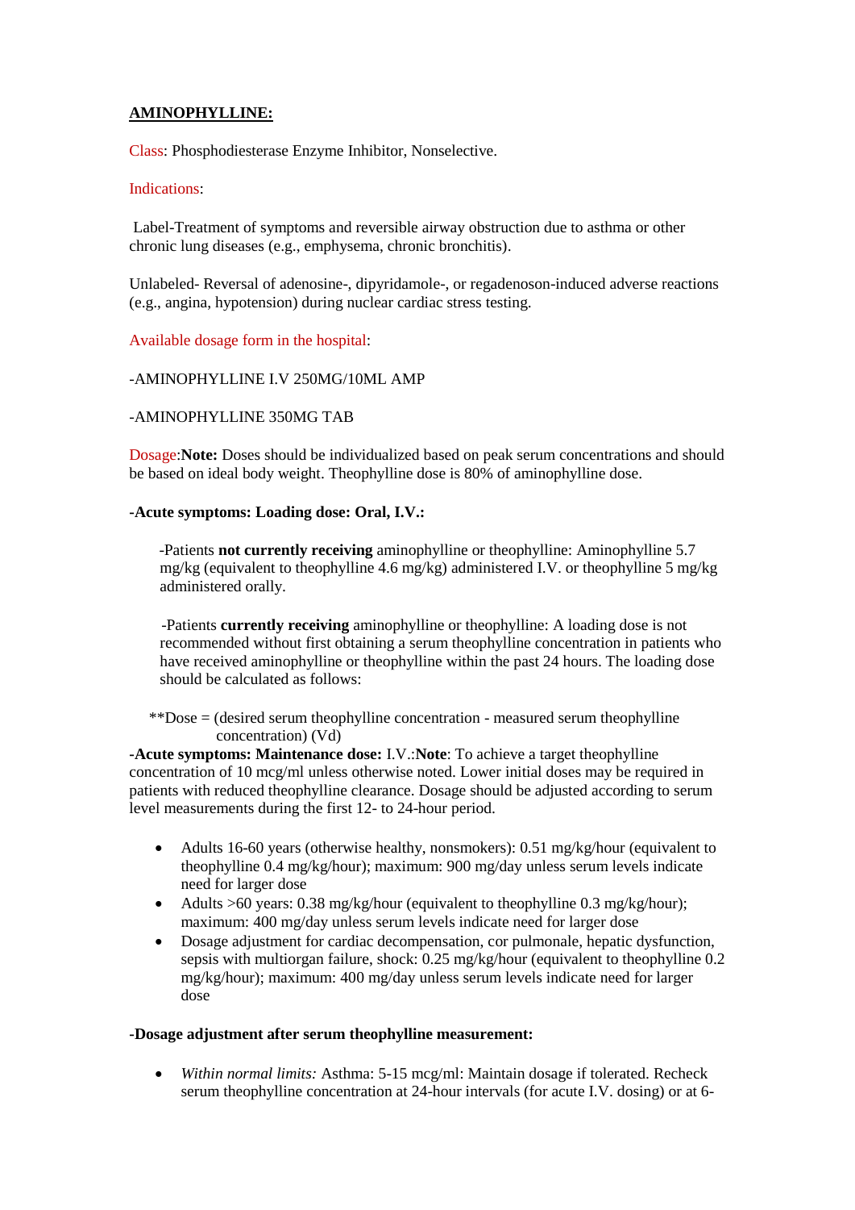## AMINOPHYLLINE:

Class: Phosphodiesterase Enzyme Inhibitor, Nonselective.

Indications:

Label-Treatment of symptoms and reversible airway obstruction due to asthma or other chronic lung diseases (e.g., emphysema, chronic bronchitis).

Unlabeled- Reversal of adenosine-, dipyridamole-, or regadenoson-induced adverse reactions (e.g., angina, hypotension) during nuclear cardiac stress testing.

Available dosage form in the hospital:

-AMINOPHYLLINE I.V 250MG/10ML AMP

-AMINOPHYLLINE 350MG TAB

Dosage:**Note:** Doses should be individualized based on peak serum concentrations and should be based on ideal body weight. Theophylline dose is 80% of aminophylline dose.

**-Acute symptoms: Loading dose: Oral, I.V.:**

-Patients **not currently receiving** aminophylline or theophylline: Aminophylline 5.7 mg/kg (equivalent to theophylline 4.6 mg/kg) administered I.V. or theophylline 5 mg/kg administered orally.

-Patients **currently receiving** aminophylline or theophylline: A loading dose is not recommended without first obtaining a serum theophylline concentration in patients who have received aminophylline or theophylline within the past 24 hours. The loading dose should be calculated as follows:

**Dose = (desired serum theophylline concentration - measured serum theophylline concentration) (Vd)

**-Acute symptoms: Maintenance dose:** I.V.:**Note**: To achieve a target theophylline concentration of 10 mcg/ml unless otherwise noted. Lower initial doses may be required in patients with reduced theophylline clearance. Dosage should be adjusted according to serum level measurements during the first 12- to 24-hour period.

- Adults 16-60 years (otherwise healthy, nonsmokers): 0.51 mg/kg/hour (equivalent to theophylline 0.4 mg/kg/hour); maximum: 900 mg/day unless serum levels indicate need for larger dose
- Adults >60 years: 0.38 mg/kg/hour (equivalent to theophylline 0.3 mg/kg/hour); maximum: 400 mg/day unless serum levels indicate need for larger dose
- Dosage adjustment for cardiac decompensation, cor pulmonale, hepatic dysfunction, sepsis with multiorgan failure, shock: 0.25 mg/kg/hour (equivalent to theophylline 0.2 mg/kg/hour); maximum: 400 mg/day unless serum levels indicate need for larger dose

**-Dosage adjustment after serum theophylline measurement:**

- *Within normal limits:* Asthma: 5-15 mcg/ml: Maintain dosage if tolerated. Recheck serum theophylline concentration at 24-hour intervals (for acute I.V. dosing) or at 6-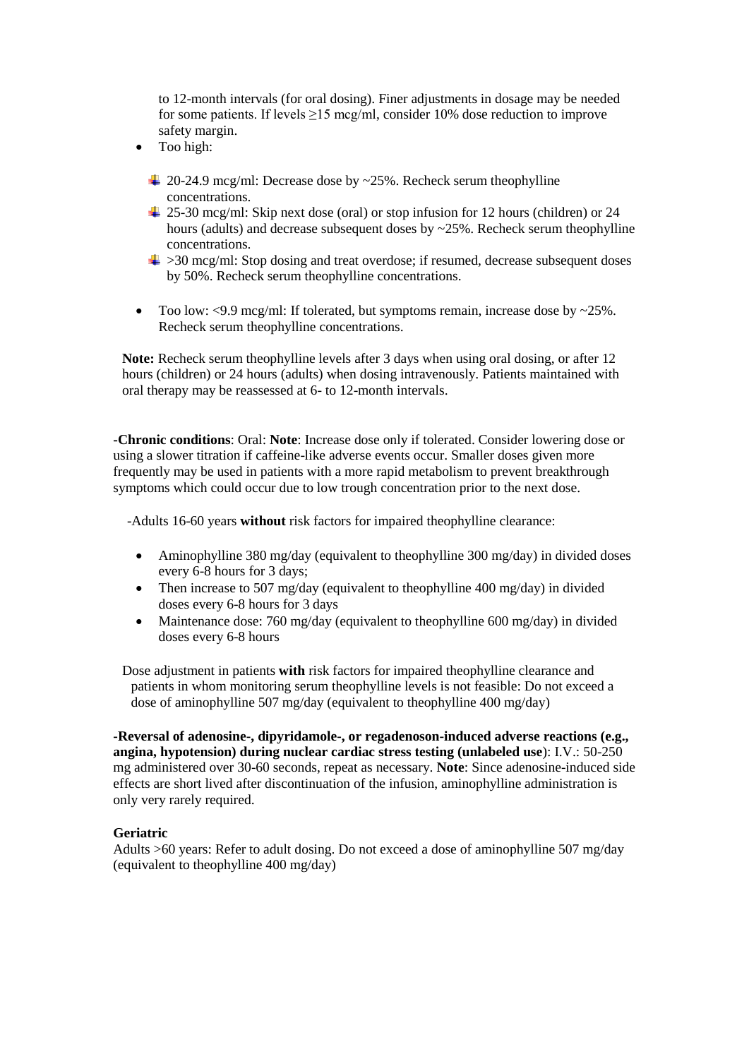to 12-month intervals (for oral dosing). Finer adjustments in dosage may be needed for some patients. If levels ≥15 mcg/ml, consider 10% dose reduction to improve safety margin.

- Too high:
    - 20-24.9 mcg/ml: Decrease dose by ~25%. Recheck serum theophylline concentrations.
    - 25-30 mcg/ml: Skip next dose (oral) or stop infusion for 12 hours (children) or 24 hours (adults) and decrease subsequent doses by ~25%. Recheck serum theophylline concentrations.
    - >30 mcg/ml: Stop dosing and treat overdose; if resumed, decrease subsequent doses by 50%. Recheck serum theophylline concentrations.
- Too low: <9.9 mcg/ml: If tolerated, but symptoms remain, increase dose by ~25%. Recheck serum theophylline concentrations.

**Note:** Recheck serum theophylline levels after 3 days when using oral dosing, or after 12 hours (children) or 24 hours (adults) when dosing intravenously. Patients maintained with oral therapy may be reassessed at 6- to 12-month intervals.

**-Chronic conditions**: Oral: **Note**: Increase dose only if tolerated. Consider lowering dose or using a slower titration if caffeine-like adverse events occur. Smaller doses given more frequently may be used in patients with a more rapid metabolism to prevent breakthrough symptoms which could occur due to low trough concentration prior to the next dose.

-Adults 16-60 years **without** risk factors for impaired theophylline clearance:

- Aminophylline 380 mg/day (equivalent to theophylline 300 mg/day) in divided doses every 6-8 hours for 3 days;
- Then increase to 507 mg/day (equivalent to theophylline 400 mg/day) in divided doses every 6-8 hours for 3 days
- Maintenance dose: 760 mg/day (equivalent to theophylline 600 mg/day) in divided doses every 6-8 hours

Dose adjustment in patients **with** risk factors for impaired theophylline clearance and patients in whom monitoring serum theophylline levels is not feasible: Do not exceed a dose of aminophylline 507 mg/day (equivalent to theophylline 400 mg/day)

**-Reversal of adenosine-, dipyridamole-, or regadenoson-induced adverse reactions (e.g., angina, hypotension) during nuclear cardiac stress testing (unlabeled use**): I.V.: 50-250 mg administered over 30-60 seconds, repeat as necessary. **Note**: Since adenosine-induced side effects are short lived after discontinuation of the infusion, aminophylline administration is only very rarely required.

**Geriatric**

Adults >60 years: Refer to adult dosing. Do not exceed a dose of aminophylline 507 mg/day (equivalent to theophylline 400 mg/day)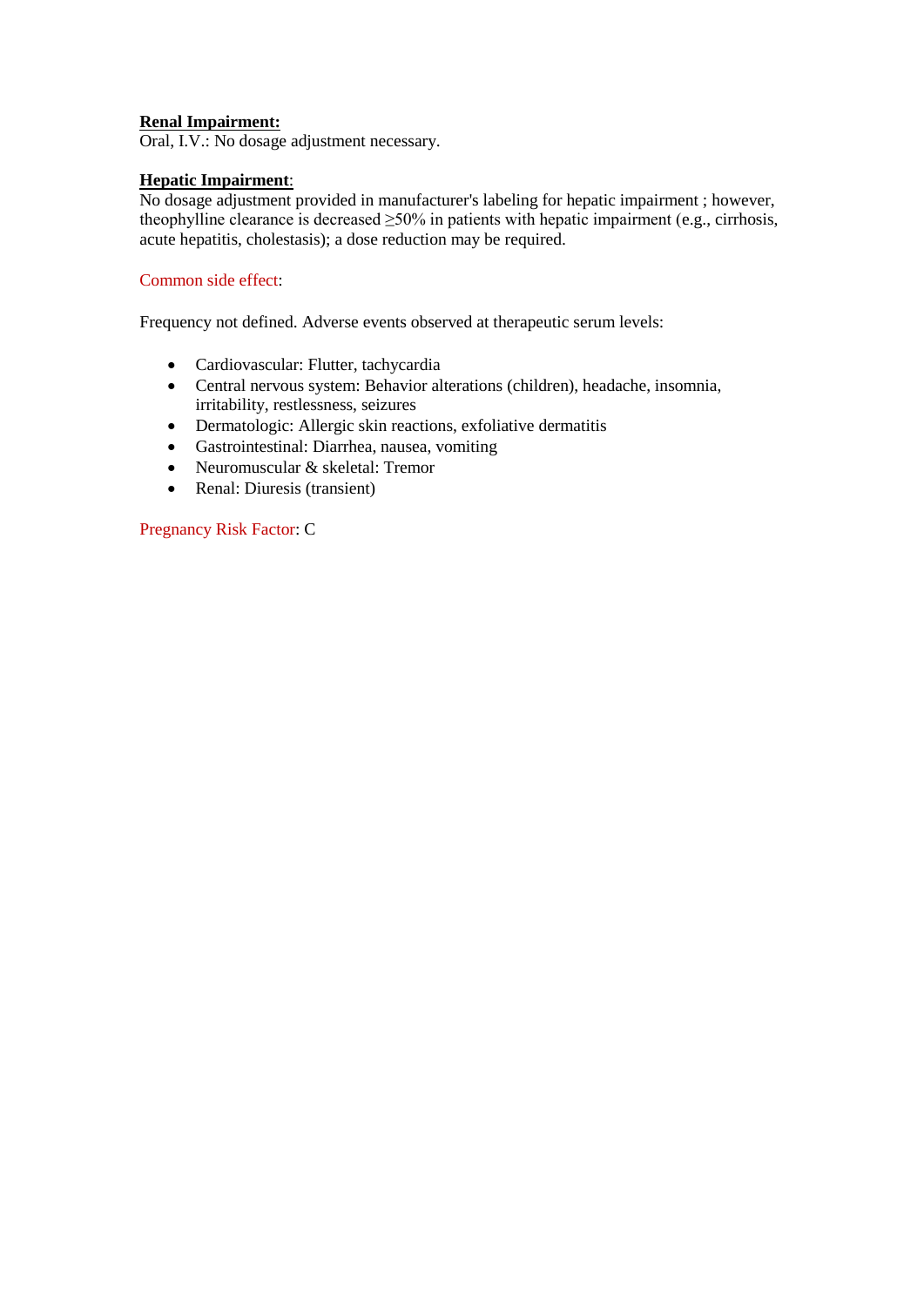**Renal Impairment:**
Oral, I.V.: No dosage adjustment necessary.

**Hepatic Impairment**:
No dosage adjustment provided in manufacturer's labeling for hepatic impairment ; however, theophylline clearance is decreased ≥50% in patients with hepatic impairment (e.g., cirrhosis, acute hepatitis, cholestasis); a dose reduction may be required.

Common side effect:

Frequency not defined. Adverse events observed at therapeutic serum levels:

- Cardiovascular: Flutter, tachycardia
- Central nervous system: Behavior alterations (children), headache, insomnia, irritability, restlessness, seizures
- Dermatologic: Allergic skin reactions, exfoliative dermatitis
- Gastrointestinal: Diarrhea, nausea, vomiting
- Neuromuscular & skeletal: Tremor
- Renal: Diuresis (transient)

Pregnancy Risk Factor: C